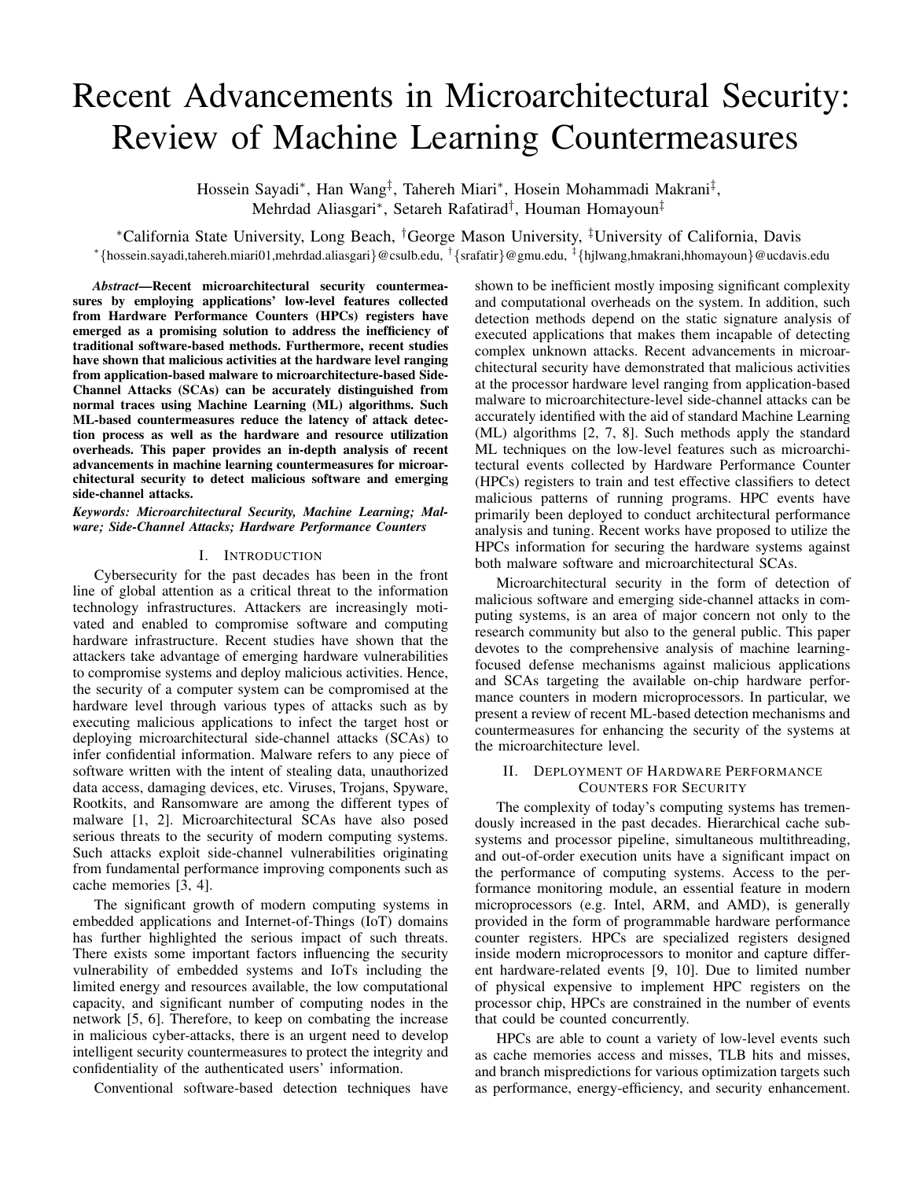# Recent Advancements in Microarchitectural Security: Review of Machine Learning Countermeasures

Hossein Sayadi*, Han Wang‡, Tahereh Miari*, Hosein Mohammadi Makrani‡, Mehrdad Aliasgari*, Setareh Rafatirad†, Houman Homayoun‡

*California State University, Long Beach, †George Mason University, ‡University of California, Davis
*{hossein.sayadi,tahereh.miari01,mehrdad.aliasgari}@csulb.edu, †{srafatir}@gmu.edu, ‡{hjlwang,hmakrani,hhomayoun}@ucdavis.edu

***Abstract*—Recent microarchitectural security countermeasures by employing applications' low-level features collected from Hardware Performance Counters (HPCs) registers have emerged as a promising solution to address the inefficiency of traditional software-based methods. Furthermore, recent studies have shown that malicious activities at the hardware level ranging from application-based malware to microarchitecture-based Side-Channel Attacks (SCAs) can be accurately distinguished from normal traces using Machine Learning (ML) algorithms. Such ML-based countermeasures reduce the latency of attack detection process as well as the hardware and resource utilization overheads. This paper provides an in-depth analysis of recent advancements in machine learning countermeasures for microarchitectural security to detect malicious software and emerging side-channel attacks.**

***Keywords: Microarchitectural Security, Machine Learning; Malware; Side-Channel Attacks; Hardware Performance Counters***

## I. Introduction

Cybersecurity for the past decades has been in the front line of global attention as a critical threat to the information technology infrastructures. Attackers are increasingly motivated and enabled to compromise software and computing hardware infrastructure. Recent studies have shown that the attackers take advantage of emerging hardware vulnerabilities to compromise systems and deploy malicious activities. Hence, the security of a computer system can be compromised at the hardware level through various types of attacks such as by executing malicious applications to infect the target host or deploying microarchitectural side-channel attacks (SCAs) to infer confidential information. Malware refers to any piece of software written with the intent of stealing data, unauthorized data access, damaging devices, etc. Viruses, Trojans, Spyware, Rootkits, and Ransomware are among the different types of malware [1, 2]. Microarchitectural SCAs have also posed serious threats to the security of modern computing systems. Such attacks exploit side-channel vulnerabilities originating from fundamental performance improving components such as cache memories [3, 4].

The significant growth of modern computing systems in embedded applications and Internet-of-Things (IoT) domains has further highlighted the serious impact of such threats. There exists some important factors influencing the security vulnerability of embedded systems and IoTs including the limited energy and resources available, the low computational capacity, and significant number of computing nodes in the network [5, 6]. Therefore, to keep on combating the increase in malicious cyber-attacks, there is an urgent need to develop intelligent security countermeasures to protect the integrity and confidentiality of the authenticated users' information.

Conventional software-based detection techniques have shown to be inefficient mostly imposing significant complexity and computational overheads on the system. In addition, such detection methods depend on the static signature analysis of executed applications that makes them incapable of detecting complex unknown attacks. Recent advancements in microarchitectural security have demonstrated that malicious activities at the processor hardware level ranging from application-based malware to microarchitecture-level side-channel attacks can be accurately identified with the aid of standard Machine Learning (ML) algorithms [2, 7, 8]. Such methods apply the standard ML techniques on the low-level features such as microarchitectural events collected by Hardware Performance Counter (HPCs) registers to train and test effective classifiers to detect malicious patterns of running programs. HPC events have primarily been deployed to conduct architectural performance analysis and tuning. Recent works have proposed to utilize the HPCs information for securing the hardware systems against both malware software and microarchitectural SCAs.

Microarchitectural security in the form of detection of malicious software and emerging side-channel attacks in computing systems, is an area of major concern not only to the research community but also to the general public. This paper devotes to the comprehensive analysis of machine learning-focused defense mechanisms against malicious applications and SCAs targeting the available on-chip hardware performance counters in modern microprocessors. In particular, we present a review of recent ML-based detection mechanisms and countermeasures for enhancing the security of the systems at the microarchitecture level.

## II. Deployment of Hardware Performance Counters for Security

The complexity of today's computing systems has tremendously increased in the past decades. Hierarchical cache subsystems and processor pipeline, simultaneous multithreading, and out-of-order execution units have a significant impact on the performance of computing systems. Access to the performance monitoring module, an essential feature in modern microprocessors (e.g. Intel, ARM, and AMD), is generally provided in the form of programmable hardware performance counter registers. HPCs are specialized registers designed inside modern microprocessors to monitor and capture different hardware-related events [9, 10]. Due to limited number of physical expensive to implement HPC registers on the processor chip, HPCs are constrained in the number of events that could be counted concurrently.

HPCs are able to count a variety of low-level events such as cache memories access and misses, TLB hits and misses, and branch mispredictions for various optimization targets such as performance, energy-efficiency, and security enhancement.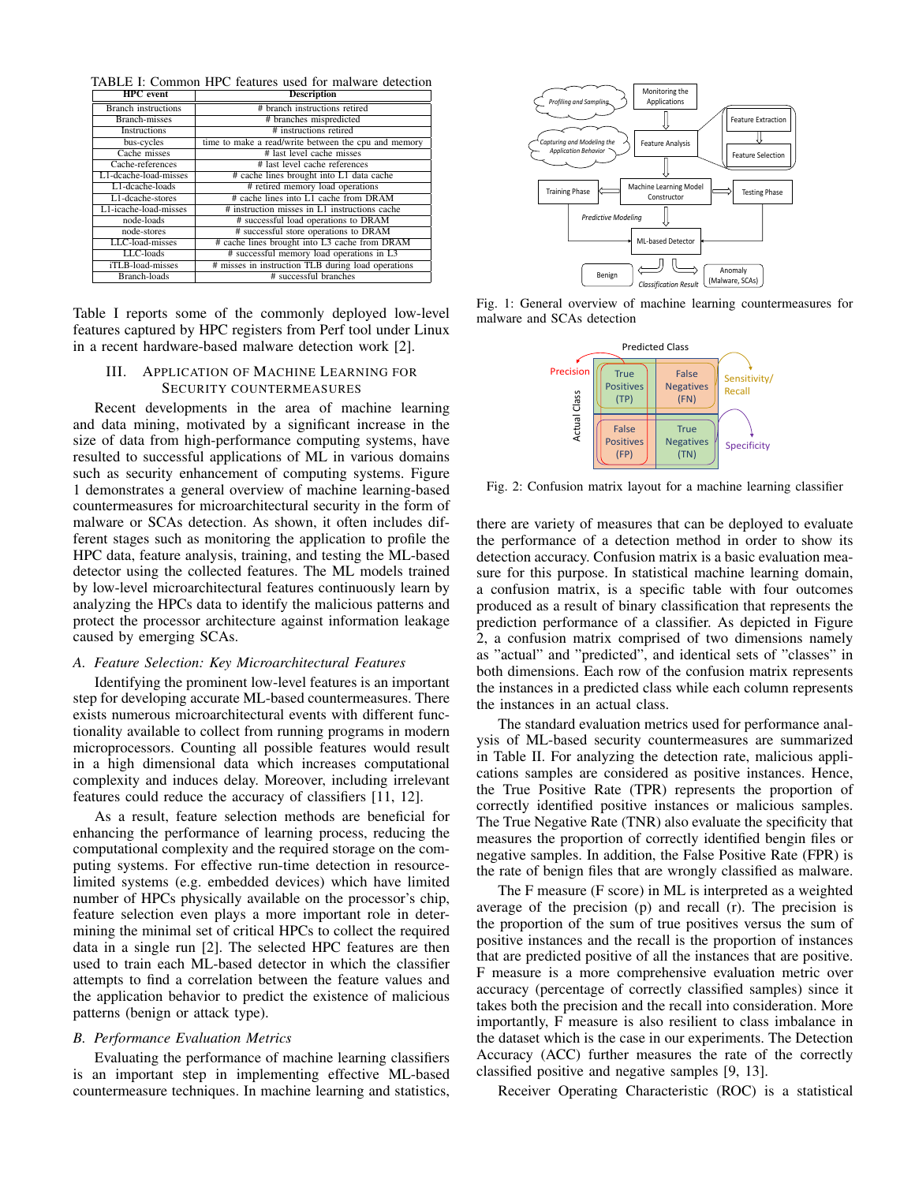TABLE I: Common HPC features used for malware detection

| HPC event | Description |
|---|---|
| Branch instructions | # branch instructions retired |
| Branch-misses | # branches mispredicted |
| Instructions | # instructions retired |
| bus-cycles | time to make a read/write between the cpu and memory |
| Cache misses | # last level cache misses |
| Cache-references | # last level cache references |
| L1-dcache-load-misses | # cache lines brought into L1 data cache |
| L1-dcache-loads | # retired memory load operations |
| L1-dcache-stores | # cache lines into L1 cache from DRAM |
| L1-icache-load-misses | # instruction misses in L1 instructions cache |
| node-loads | # successful load operations to DRAM |
| node-stores | # successful store operations to DRAM |
| LLC-load-misses | # cache lines brought into L3 cache from DRAM |
| LLC-loads | # successful memory load operations in L3 |
| iTLB-load-misses | # misses in instruction TLB during load operations |
| Branch-loads | # successful branches |

Table I reports some of the commonly deployed low-level features captured by HPC registers from Perf tool under Linux in a recent hardware-based malware detection work [2].

## III. Application of Machine Learning for Security Countermeasures

Recent developments in the area of machine learning and data mining, motivated by a significant increase in the size of data from high-performance computing systems, have resulted to successful applications of ML in various domains such as security enhancement of computing systems. Figure 1 demonstrates a general overview of machine learning-based countermeasures for microarchitectural security in the form of malware or SCAs detection. As shown, it often includes different stages such as monitoring the application to profile the HPC data, feature analysis, training, and testing the ML-based detector using the collected features. The ML models trained by low-level microarchitectural features continuously learn by analyzing the HPCs data to identify the malicious patterns and protect the processor architecture against information leakage caused by emerging SCAs.

### A. Feature Selection: Key Microarchitectural Features

Identifying the prominent low-level features is an important step for developing accurate ML-based countermeasures. There exists numerous microarchitectural events with different functionality available to collect from running programs in modern microprocessors. Counting all possible features would result in a high dimensional data which increases computational complexity and induces delay. Moreover, including irrelevant features could reduce the accuracy of classifiers [11, 12].

As a result, feature selection methods are beneficial for enhancing the performance of learning process, reducing the computational complexity and the required storage on the computing systems. For effective run-time detection in resource-limited systems (e.g. embedded devices) which have limited number of HPCs physically available on the processor's chip, feature selection even plays a more important role in determining the minimal set of critical HPCs to collect the required data in a single run [2]. The selected HPC features are then used to train each ML-based detector in which the classifier attempts to find a correlation between the feature values and the application behavior to predict the existence of malicious patterns (benign or attack type).

### B. Performance Evaluation Metrics

Evaluating the performance of machine learning classifiers is an important step in implementing effective ML-based countermeasure techniques. In machine learning and statistics, there are variety of measures that can be deployed to evaluate the performance of a detection method in order to show its detection accuracy. Confusion matrix is a basic evaluation measure for this purpose. In statistical machine learning domain, a confusion matrix, is a specific table with four outcomes produced as a result of binary classification that represents the prediction performance of a classifier. As depicted in Figure 2, a confusion matrix comprised of two dimensions namely as "actual" and "predicted", and identical sets of "classes" in both dimensions. Each row of the confusion matrix represents the instances in a predicted class while each column represents the instances in an actual class.

Fig. 1: General overview of machine learning countermeasures for malware and SCAs detection

Fig. 2: Confusion matrix layout for a machine learning classifier

The standard evaluation metrics used for performance analysis of ML-based security countermeasures are summarized in Table II. For analyzing the detection rate, malicious applications samples are considered as positive instances. Hence, the True Positive Rate (TPR) represents the proportion of correctly identified positive instances or malicious samples. The True Negative Rate (TNR) also evaluate the specificity that measures the proportion of correctly identified bengin files or negative samples. In addition, the False Positive Rate (FPR) is the rate of benign files that are wrongly classified as malware.

The F measure (F score) in ML is interpreted as a weighted average of the precision (p) and recall (r). The precision is the proportion of the sum of true positives versus the sum of positive instances and the recall is the proportion of instances that are predicted positive of all the instances that are positive. F measure is a more comprehensive evaluation metric over accuracy (percentage of correctly classified samples) since it takes both the precision and the recall into consideration. More importantly, F measure is also resilient to class imbalance in the dataset which is the case in our experiments. The Detection Accuracy (ACC) further measures the rate of the correctly classified positive and negative samples [9, 13].

Receiver Operating Characteristic (ROC) is a statistical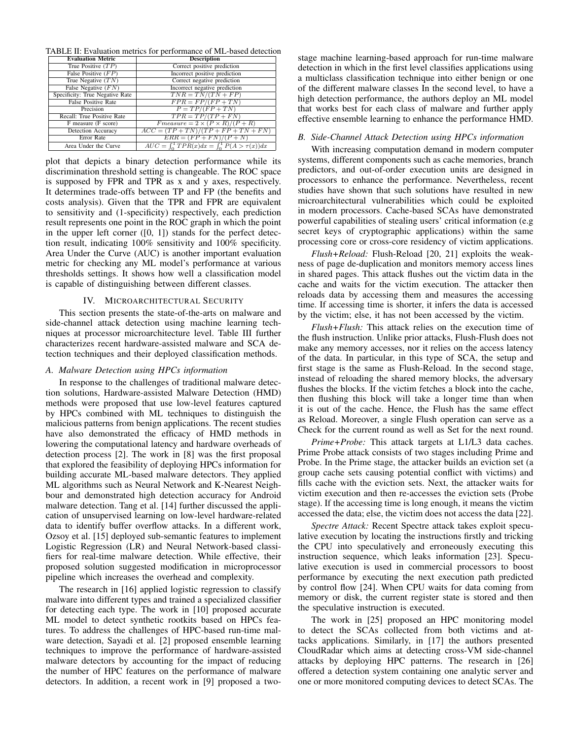TABLE II: Evaluation metrics for performance of ML-based detection

| Evaluation Metric | Description |
|---|---|
| True Positive ($TP$) | Correct positive prediction |
| False Positive ($FP$) | Incorrect positive prediction |
| True Negative ($TN$) | Correct negative prediction |
| False Negative ($FN$) | Incorrect negative prediction |
| Specificity: True Negative Rate | $TNR = TN/(TN + FP)$ |
| False Positive Rate | $FPR = FP/(FP + TN)$ |
| Precision | $P = TP/(FP + TN)$ |
| Recall: True Positive Rate | $TPR = TP/(TP + FN)$ |
| F measure (F score) | $Fmeasure = 2 \times (P \times R)/(P + R)$ |
| Detection Accuracy | $ACC = (TP + TN)/(TP + FP + TN + FN)$ |
| Error Rate | $ERR = (FP + FN)/(P + N)$ |
| Area Under the Curve | $AUC = \int_0^1 TPR(x)dx = \int_0^1 P(A > \tau(x))dx$ |

plot that depicts a binary detection performance while its discrimination threshold setting is changeable. The ROC space is supposed by FPR and TPR as x and y axes, respectively. It determines trade-offs between TP and FP (the benefits and costs analysis). Given that the TPR and FPR are equivalent to sensitivity and (1-specificity) respectively, each prediction result represents one point in the ROC graph in which the point in the upper left corner ([0, 1]) stands for the perfect detection result, indicating 100% sensitivity and 100% specificity. Area Under the Curve (AUC) is another important evaluation metric for checking any ML model's performance at various thresholds settings. It shows how well a classification model is capable of distinguishing between different classes.

## IV. Microarchitectural Security

This section presents the state-of-the-arts on malware and side-channel attack detection using machine learning techniques at processor microarchitecture level. Table III further characterizes recent hardware-assisted malware and SCA detection techniques and their deployed classification methods.

### A. Malware Detection using HPCs information

In response to the challenges of traditional malware detection solutions, Hardware-assisted Malware Detection (HMD) methods were proposed that use low-level features captured by HPCs combined with ML techniques to distinguish the malicious patterns from benign applications. The recent studies have also demonstrated the efficacy of HMD methods in lowering the computational latency and hardware overheads of detection process [2]. The work in [8] was the first proposal that explored the feasibility of deploying HPCs information for building accurate ML-based malware detectors. They applied ML algorithms such as Neural Network and K-Nearest Neighbour and demonstrated high detection accuracy for Android malware detection. Tang et al. [14] further discussed the application of unsupervised learning on low-level hardware-related data to identify buffer overflow attacks. In a different work, Ozsoy et al. [15] deployed sub-semantic features to implement Logistic Regression (LR) and Neural Network-based classifiers for real-time malware detection. While effective, their proposed solution suggested modification in microprocessor pipeline which increases the overhead and complexity.

The research in [16] applied logistic regression to classify malware into different types and trained a specialized classifier for detecting each type. The work in [10] proposed accurate ML model to detect synthetic rootkits based on HPCs features. To address the challenges of HPC-based run-time malware detection, Sayadi et al. [2] proposed ensemble learning techniques to improve the performance of hardware-assisted malware detectors by accounting for the impact of reducing the number of HPC features on the performance of malware detectors. In addition, a recent work in [9] proposed a two-stage machine learning-based approach for run-time malware detection in which in the first level classifies applications using a multiclass classification technique into either benign or one of the different malware classes In the second level, to have a high detection performance, the authors deploy an ML model that works best for each class of malware and further apply effective ensemble learning to enhance the performance HMD.

### B. Side-Channel Attack Detection using HPCs information

With increasing computation demand in modern computer systems, different components such as cache memories, branch predictors, and out-of-order execution units are designed in processors to enhance the performance. Nevertheless, recent studies have shown that such solutions have resulted in new microarchitectural vulnerabilities which could be exploited in modern processors. Cache-based SCAs have demonstrated powerful capabilities of stealing users' critical information (e.g secret keys of cryptographic applications) within the same processing core or cross-core residency of victim applications.

*Flush+Reload:* Flush-Reload [20, 21] exploits the weakness of page de-duplication and monitors memory access lines in shared pages. This attack flushes out the victim data in the cache and waits for the victim execution. The attacker then reloads data by accessing them and measures the accessing time. If accessing time is shorter, it infers the data is accessed by the victim; else, it has not been accessed by the victim.

*Flush+Flush:* This attack relies on the execution time of the flush instruction. Unlike prior attacks, Flush-Flush does not make any memory accesses, nor it relies on the access latency of the data. In particular, in this type of SCA, the setup and first stage is the same as Flush-Reload. In the second stage, instead of reloading the shared memory blocks, the adversary flushes the blocks. If the victim fetches a block into the cache, then flushing this block will take a longer time than when it is out of the cache. Hence, the Flush has the same effect as Reload. Moreover, a single Flush operation can serve as a Check for the current round as well as Set for the next round.

*Prime+Probe:* This attack targets at L1/L3 data caches. Prime Probe attack consists of two stages including Prime and Probe. In the Prime stage, the attacker builds an eviction set (a group cache sets causing potential conflict with victims) and fills cache with the eviction sets. Next, the attacker waits for victim execution and then re-accesses the eviction sets (Probe stage). If the accessing time is long enough, it means the victim accessed the data; else, the victim does not access the data [22].

*Spectre Attack:* Recent Spectre attack takes exploit speculative execution by locating the instructions firstly and tricking the CPU into speculatively and erroneously executing this instruction sequence, which leaks information [23]. Speculative execution is used in commercial processors to boost performance by executing the next execution path predicted by control flow [24]. When CPU waits for data coming from memory or disk, the current register state is stored and then the speculative instruction is executed.

The work in [25] proposed an HPC monitoring model to detect the SCAs collected from both victims and attacks applications. Similarly, in [17] the authors presented CloudRadar which aims at detecting cross-VM side-channel attacks by deploying HPC patterns. The research in [26] offered a detection system containing one analytic server and one or more monitored computing devices to detect SCAs. The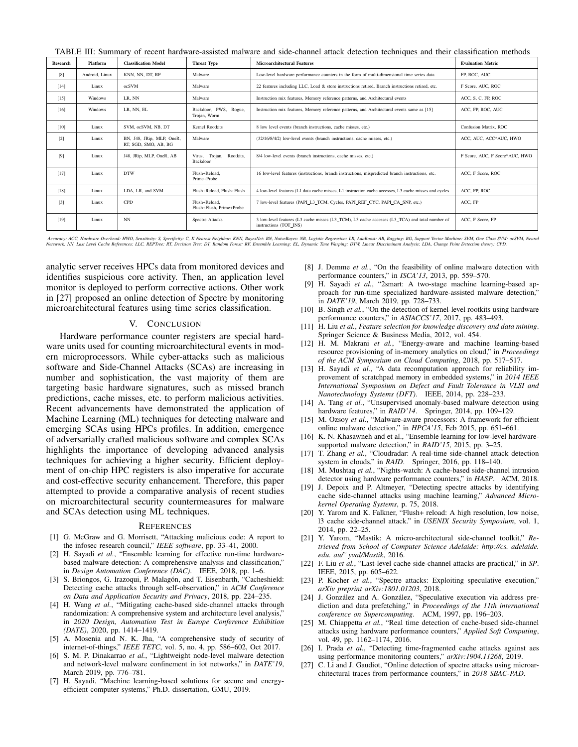TABLE III: Summary of recent hardware-assisted malware and side-channel attack detection techniques and their classification methods

| Research | Platform | Classification Model | Threat Type | Microarchitectural Features | Evaluation Metric |
|---|---|---|---|---|---|
| [8] | Android, Linux | KNN, NN, DT, RF | Malware | Low-level hardware performance counters in the form of multi-dimensional time series data | FP, ROC, AUC |
| [14] | Linux | ocSVM | Malware | 22 features including LLC, Load & store instructions retired, Branch instructions retired, etc. | F Score, AUC, ROC |
| [15] | Windows | LR, NN | Malware | Instruction mix features, Memory reference patterns, and Architectural events | ACC, S, C, FP, ROC |
| [16] | Windows | LR, NN, EL | Backdoor, PWS, Rogue, Trojan, Worm | Instruction mix features, Memory reference patterns, and Architectural events same as [15] | ACC, FP, ROC, AUC |
| [10] | Linux | SVM, ocSVM, NB, DT | Kernel Rootkits | 8 low level events (branch instructions, cache misses, etc.) | Confusion Matrix, ROC |
| [2] | Linux | BN, J48, JRip, MLP, OneR, RT, SGD, SMO, AB, BG | Malware | (32/16/8/4/2) low-level events (branch instructions, cache misses, etc.) | ACC, AUC, ACC*AUC, HWO |
| [9] | Linux | J48, JRip, MLP, OneR, AB | Virus, Trojan, Rootkits, Backdoor | 8/4 low-level events (branch instructions, cache misses, etc.) | F Score, AUC, F Score*AUC, HWO |
| [17] | Linux | DTW | Flush+Reload, Prime+Probe | 16 low-level features (instructions, branch instructions, mispredicted branch instructions, etc. | ACC, F Score, ROC |
| [18] | Linux | LDA, LR, and SVM | Flush+Reload, Flush+Flush | 4 low-level features (L1 data cache misses, L1 instruction cache accesses, L3 cache misses and cycles | ACC, FP, ROC |
| [3] | Linux | CPD | Flush+Reload, Flush+Flush, Prime+Probe | 7 low-level features (PAPI_L3_TCM, Cycles, PAPI_REF_CYC, PAPI_CA_SNP, etc.) | ACC, FP |
| [19] | Linux | NN | Spectre Attacks | 3 low-level features (L3 cache misses (L3_TCM), L3 cache accesses (L3_TCA) and total number of instructions (TOT_INS) | ACC, F Score, FP |

*Accuracy: ACC, Hardware Overhead: HWO, Sensitivity: S, Specificity: C, K Nearest Neighbor: KNN, BayesNet: BN, NaiveBayes: NB, Logistic Regression: LR, AdaBoost: AB, Bagging: BG, Support Vector Machine: SVM, One Class SVM: ocSVM, Neural Network: NN, Last Level Cache References: LLC, REPTree: RT, Decision Tree: DT, Random Forest: RF, Ensemble Learning: EL, Dynamic Time Warping: DTW, Linear Discriminant Analysis: LDA, Change Point Detection theory: CPD.*

analytic server receives HPCs data from monitored devices and identifies suspicious core activity. Then, an application level monitor is deployed to perform corrective actions. Other work in [27] proposed an online detection of Spectre by monitoring microarchitectural features using time series classification.

## V. Conclusion

Hardware performance counter registers are special hardware units used for counting microarchitectural events in modern microprocessors. While cyber-attacks such as malicious software and Side-Channel Attacks (SCAs) are increasing in number and sophistication, the vast majority of them are targeting basic hardware signatures, such as missed branch predictions, cache misses, etc. to perform malicious activities. Recent advancements have demonstrated the application of Machine Learning (ML) techniques for detecting malware and emerging SCAs using HPCs profiles. In addition, emergence of adversarially crafted malicious software and complex SCAs highlights the importance of developing advanced analysis techniques for achieving a higher security. Efficient deployment of on-chip HPC registers is also imperative for accurate and cost-effective security enhancement. Therefore, this paper attempted to provide a comparative analysis of recent studies on microarchitectural security countermeasures for malware and SCAs detection using ML techniques.

## References

[1] G. McGraw and G. Morrisett, "Attacking malicious code: A report to the infosec research council," *IEEE software*, pp. 33–41, 2000.

[2] H. Sayadi *et al.*, "Ensemble learning for effective run-time hardware-based malware detection: A comprehensive analysis and classification," in *Design Automation Conference (DAC)*. IEEE, 2018, pp. 1–6.

[3] S. Briongos, G. Irazoqui, P. Malagón, and T. Eisenbarth, "Cacheshield: Detecting cache attacks through self-observation," in *ACM Conference on Data and Application Security and Privacy*, 2018, pp. 224–235.

[4] H. Wang *et al.*, "Mitigating cache-based side-channel attacks through randomization: A comprehensive system and architecture level analysis," in *2020 Design, Automation Test in Europe Conference Exhibition (DATE)*, 2020, pp. 1414–1419.

[5] A. Mosenia and N. K. Jha, "A comprehensive study of security of internet-of-things," *IEEE TETC*, vol. 5, no. 4, pp. 586–602, Oct 2017.

[6] S. M. P. Dinakarrao *et al.*, "Lightweight node-level malware detection and network-level malware confinement in iot networks," in *DATE'19*, March 2019, pp. 776–781.

[7] H. Sayadi, "Machine learning-based solutions for secure and energy-efficient computer systems," Ph.D. dissertation, GMU, 2019.

[8] J. Demme *et al.*, "On the feasibility of online malware detection with performance counters," in *ISCA'13*, 2013, pp. 559–570.

[9] H. Sayadi *et al.*, "2smart: A two-stage machine learning-based approach for run-time specialized hardware-assisted malware detection," in *DATE'19*, March 2019, pp. 728–733.

[10] B. Singh *et al.*, "On the detection of kernel-level rootkits using hardware performance counters," in *ASIACCS'17*, 2017, pp. 483–493.

[11] H. Liu *et al.*, *Feature selection for knowledge discovery and data mining*. Springer Science & Business Media, 2012, vol. 454.

[12] H. M. Makrani *et al.*, "Energy-aware and machine learning-based resource provisioning of in-memory analytics on cloud," in *Proceedings of the ACM Symposium on Cloud Computing*, 2018, pp. 517–517.

[13] H. Sayadi *et al.*, "A data recomputation approach for reliability improvement of scratchpad memory in embedded systems," in *2014 IEEE International Symposium on Defect and Fault Tolerance in VLSI and Nanotechnology Systems (DFT)*. IEEE, 2014, pp. 228–233.

[14] A. Tang *et al.*, "Unsupervised anomaly-based malware detection using hardware features," in *RAID'14*. Springer, 2014, pp. 109–129.

[15] M. Ozsoy *et al.*, "Malware-aware processors: A framework for efficient online malware detection," in *HPCA'15*, Feb 2015, pp. 651–661.

[16] K. N. Khasawneh and et al., "Ensemble learning for low-level hardware-supported malware detection," in *RAID'15*, 2015, pp. 3–25.

[17] T. Zhang *et al.*, "Cloudradar: A real-time side-channel attack detection system in clouds," in *RAID*. Springer, 2016, pp. 118–140.

[18] M. Mushtaq *et al.*, "Nights-watch: A cache-based side-channel intrusion detector using hardware performance counters," in *HASP*. ACM, 2018.

[19] J. Depoix and P. Altmeyer, "Detecting spectre attacks by identifying cache side-channel attacks using machine learning," *Advanced Microkernel Operating Systems*, p. 75, 2018.

[20] Y. Yarom and K. Falkner, "Flush+ reload: A high resolution, low noise, l3 cache side-channel attack." in *USENIX Security Symposium*, vol. 1, 2014, pp. 22–25.

[21] Y. Yarom, "Mastik: A micro-architectural side-channel toolkit," *Retrieved from School of Computer Science Adelaide: http://cs. adelaide. edu. au/˜ yval/Mastik*, 2016.

[22] F. Liu *et al.*, "Last-level cache side-channel attacks are practical," in *SP*. IEEE, 2015, pp. 605–622.

[23] P. Kocher *et al.*, "Spectre attacks: Exploiting speculative execution," *arXiv preprint arXiv:1801.01203*, 2018.

[24] J. González and A. González, "Speculative execution via address prediction and data prefetching," in *Proceedings of the 11th international conference on Supercomputing*. ACM, 1997, pp. 196–203.

[25] M. Chiappetta *et al.*, "Real time detection of cache-based side-channel attacks using hardware performance counters," *Applied Soft Computing*, vol. 49, pp. 1162–1174, 2016.

[26] I. Prada *et al.*, "Detecting time-fragmented cache attacks against aes using performance monitoring counters," *arXiv:1904.11268*, 2019.

[27] C. Li and J. Gaudiot, "Online detection of spectre attacks using microarchitectural traces from performance counters," in *2018 SBAC-PAD*.